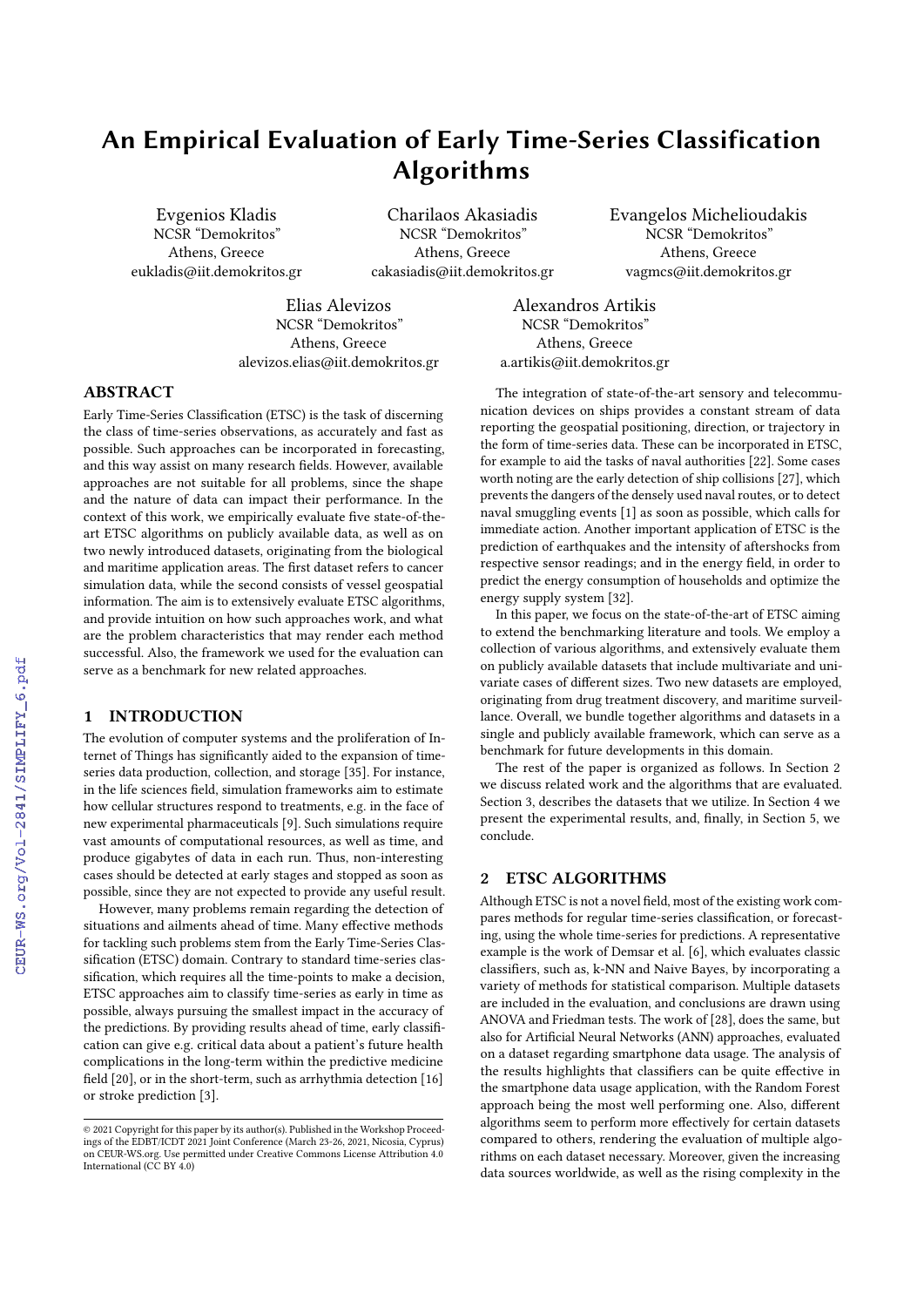# An Empirical Evaluation of Early Time-Series Classification Algorithms

Evgenios Kladis
NCSR "Demokritos"
Athens, Greece
eukladis@iit.demokritos.gr

Charilaos Akasiadis
NCSR "Demokritos"
Athens, Greece
cakasiadis@iit.demokritos.gr

Evangelos Michelioudakis
NCSR "Demokritos"
Athens, Greece
vagmcs@iit.demokritos.gr

Elias Alevizos
NCSR "Demokritos"
Athens, Greece
alevizos.elias@iit.demokritos.gr

Alexandros Artikis
NCSR "Demokritos"
Athens, Greece
a.artikis@iit.demokritos.gr

## ABSTRACT

Early Time-Series Classification (ETSC) is the task of discerning the class of time-series observations, as accurately and fast as possible. Such approaches can be incorporated in forecasting, and this way assist on many research fields. However, available approaches are not suitable for all problems, since the shape and the nature of data can impact their performance. In the context of this work, we empirically evaluate five state-of-the-art ETSC algorithms on publicly available data, as well as on two newly introduced datasets, originating from the biological and maritime application areas. The first dataset refers to cancer simulation data, while the second consists of vessel geospatial information. The aim is to extensively evaluate ETSC algorithms, and provide intuition on how such approaches work, and what are the problem characteristics that may render each method successful. Also, the framework we used for the evaluation can serve as a benchmark for new related approaches.

## 1 INTRODUCTION

The evolution of computer systems and the proliferation of Internet of Things has significantly aided to the expansion of time-series data production, collection, and storage [35]. For instance, in the life sciences field, simulation frameworks aim to estimate how cellular structures respond to treatments, e.g. in the face of new experimental pharmaceuticals [9]. Such simulations require vast amounts of computational resources, as well as time, and produce gigabytes of data in each run. Thus, non-interesting cases should be detected at early stages and stopped as soon as possible, since they are not expected to provide any useful result.

However, many problems remain regarding the detection of situations and ailments ahead of time. Many effective methods for tackling such problems stem from the Early Time-Series Classification (ETSC) domain. Contrary to standard time-series classification, which requires all the time-points to make a decision, ETSC approaches aim to classify time-series as early in time as possible, always pursuing the smallest impact in the accuracy of the predictions. By providing results ahead of time, early classification can give e.g. critical data about a patient's future health complications in the long-term within the predictive medicine field [20], or in the short-term, such as arrhythmia detection [16] or stroke prediction [3].

The integration of state-of-the-art sensory and telecommunication devices on ships provides a constant stream of data reporting the geospatial positioning, direction, or trajectory in the form of time-series data. These can be incorporated in ETSC, for example to aid the tasks of naval authorities [22]. Some cases worth noting are the early detection of ship collisions [27], which prevents the dangers of the densely used naval routes, or to detect naval smuggling events [1] as soon as possible, which calls for immediate action. Another important application of ETSC is the prediction of earthquakes and the intensity of aftershocks from respective sensor readings; and in the energy field, in order to predict the energy consumption of households and optimize the energy supply system [32].

In this paper, we focus on the state-of-the-art of ETSC aiming to extend the benchmarking literature and tools. We employ a collection of various algorithms, and extensively evaluate them on publicly available datasets that include multivariate and univariate cases of different sizes. Two new datasets are employed, originating from drug treatment discovery, and maritime surveillance. Overall, we bundle together algorithms and datasets in a single and publicly available framework, which can serve as a benchmark for future developments in this domain.

The rest of the paper is organized as follows. In Section 2 we discuss related work and the algorithms that are evaluated. Section 3, describes the datasets that we utilize. In Section 4 we present the experimental results, and, finally, in Section 5, we conclude.

## 2 ETSC ALGORITHMS

Although ETSC is not a novel field, most of the existing work compares methods for regular time-series classification, or forecasting, using the whole time-series for predictions. A representative example is the work of Demsar et al. [6], which evaluates classic classifiers, such as, k-NN and Naive Bayes, by incorporating a variety of methods for statistical comparison. Multiple datasets are included in the evaluation, and conclusions are drawn using ANOVA and Friedman tests. The work of [28], does the same, but also for Artificial Neural Networks (ANN) approaches, evaluated on a dataset regarding smartphone data usage. The analysis of the results highlights that classifiers can be quite effective in the smartphone data usage application, with the Random Forest approach being the most well performing one. Also, different algorithms seem to perform more effectively for certain datasets compared to others, rendering the evaluation of multiple algorithms on each dataset necessary. Moreover, given the increasing data sources worldwide, as well as the rising complexity in the

© 2021 Copyright for this paper by its author(s). Published in the Workshop Proceedings of the EDBT/ICDT 2021 Joint Conference (March 23-26, 2021, Nicosia, Cyprus) on CEUR-WS.org. Use permitted under Creative Commons License Attribution 4.0 International (CC BY 4.0)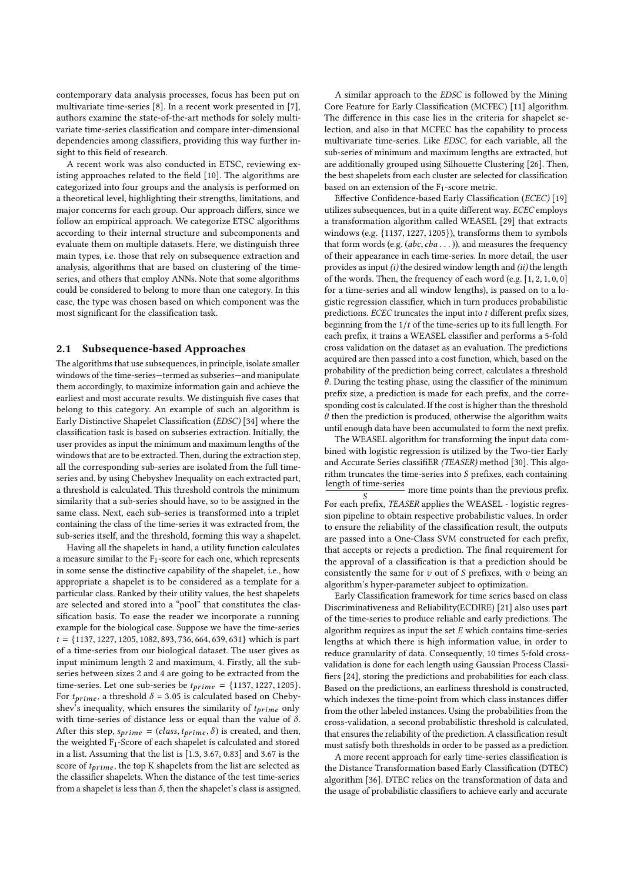contemporary data analysis processes, focus has been put on multivariate time-series [8]. In a recent work presented in [7], authors examine the state-of-the-art methods for solely multivariate time-series classification and compare inter-dimensional dependencies among classifiers, providing this way further insight to this field of research.

A recent work was also conducted in ETSC, reviewing existing approaches related to the field [10]. The algorithms are categorized into four groups and the analysis is performed on a theoretical level, highlighting their strengths, limitations, and major concerns for each group. Our approach differs, since we follow an empirical approach. We categorize ETSC algorithms according to their internal structure and subcomponents and evaluate them on multiple datasets. Here, we distinguish three main types, i.e. those that rely on subsequence extraction and analysis, algorithms that are based on clustering of the time-series, and others that employ ANNs. Note that some algorithms could be considered to belong to more than one category. In this case, the type was chosen based on which component was the most significant for the classification task.

## 2.1 Subsequence-based Approaches

The algorithms that use subsequences, in principle, isolate smaller windows of the time-series—termed as subseries—and manipulate them accordingly, to maximize information gain and achieve the earliest and most accurate results. We distinguish five cases that belong to this category. An example of such an algorithm is Early Distinctive Shapelet Classification (*EDSC*) [34] where the classification task is based on subseries extraction. Initially, the user provides as input the minimum and maximum lengths of the windows that are to be extracted. Then, during the extraction step, all the corresponding sub-series are isolated from the full time-series and, by using Chebyshev Inequality on each extracted part, a threshold is calculated. This threshold controls the minimum similarity that a sub-series should have, so to be assigned in the same class. Next, each sub-series is transformed into a triplet containing the class of the time-series it was extracted from, the sub-series itself, and the threshold, forming this way a shapelet.

Having all the shapelets in hand, a utility function calculates a measure similar to the $F_1$-score for each one, which represents in some sense the distinctive capability of the shapelet, i.e., how appropriate a shapelet is to be considered as a template for a particular class. Ranked by their utility values, the best shapelets are selected and stored into a "pool" that constitutes the classification basis. To ease the reader we incorporate a running example for the biological case. Suppose we have the time-series $t = \{1137, 1227, 1205, 1082, 893, 736, 664, 639, 631\}$ which is part of a time-series from our biological dataset. The user gives as input minimum length 2 and maximum, 4. Firstly, all the sub-series between sizes 2 and 4 are going to be extracted from the time-series. Let one sub-series be $t_{prime} = \{1137, 1227, 1205\}$. For $t_{prime}$, a threshold $\delta = 3.05$ is calculated based on Chebyshev's inequality, which ensures the similarity of $t_{prime}$ only with time-series of distance less or equal than the value of $\delta$. After this step, $s_{prime} = (class, t_{prime}, \delta)$ is created, and then, the weighted $F_1$-Score of each shapelet is calculated and stored in a list. Assuming that the list is [1.3, 3.67, 0.83] and 3.67 is the score of $t_{prime}$, the top K shapelets from the list are selected as the classifier shapelets. When the distance of the test time-series from a shapelet is less than $\delta$, then the shapelet's class is assigned.

A similar approach to the *EDSC* is followed by the Mining Core Feature for Early Classification (MCFEC) [11] algorithm. The difference in this case lies in the criteria for shapelet selection, and also in that MCFEC has the capability to process multivariate time-series. Like *EDSC*, for each variable, all the sub-series of minimum and maximum lengths are extracted, but are additionally grouped using Silhouette Clustering [26]. Then, the best shapelets from each cluster are selected for classification based on an extension of the $F_1$-score metric.

Effective Confidence-based Early Classification (*ECEC*) [19] utilizes subsequences, but in a quite different way. *ECEC* employs a transformation algorithm called WEASEL [29] that extracts windows (e.g. $\{1137, 1227, 1205\}$), transforms them to symbols that form words (e.g. $(abc, cba \dots)$), and measures the frequency of their appearance in each time-series. In more detail, the user provides as input *(i)* the desired window length and *(ii)* the length of the words. Then, the frequency of each word (e.g. [1, 2, 1, 0, 0] for a time-series and all window lengths), is passed on to a logistic regression classifier, which in turn produces probabilistic predictions. *ECEC* truncates the input into $t$ different prefix sizes, beginning from the $1/t$ of the time-series up to its full length. For each prefix, it trains a WEASEL classifier and performs a 5-fold cross validation on the dataset as an evaluation. The predictions acquired are then passed into a cost function, which, based on the probability of the prediction being correct, calculates a threshold $\theta$. During the testing phase, using the classifier of the minimum prefix size, a prediction is made for each prefix, and the corresponding cost is calculated. If the cost is higher than the threshold $\theta$ then the prediction is produced, otherwise the algorithm waits until enough data have been accumulated to form the next prefix.

The WEASEL algorithm for transforming the input data combined with logistic regression is utilized by the Two-tier Early and Accurate Series classifiER *(TEASER)* method [30]. This algorithm truncates the time-series into $S$ prefixes, each containing $\frac{\text{length of time-series}}{S}$ more time points than the previous prefix. For each prefix, *TEASER* applies the WEASEL - logistic regression pipeline to obtain respective probabilistic values. In order to ensure the reliability of the classification result, the outputs are passed into a One-Class SVM constructed for each prefix, that accepts or rejects a prediction. The final requirement for the approval of a classification is that a prediction should be consistently the same for $v$ out of $S$ prefixes, with $v$ being an algorithm's hyper-parameter subject to optimization.

Early Classification framework for time series based on class Discriminativeness and Reliability(ECDIRE) [21] also uses part of the time-series to produce reliable and early predictions. The algorithm requires as input the set $E$ which contains time-series lengths at which there is high information value, in order to reduce granularity of data. Consequently, 10 times 5-fold cross-validation is done for each length using Gaussian Process Classifiers [24], storing the predictions and probabilities for each class. Based on the predictions, an earliness threshold is constructed, which indexes the time-point from which class instances differ from the other labeled instances. Using the probabilities from the cross-validation, a second probabilistic threshold is calculated, that ensures the reliability of the prediction. A classification result must satisfy both thresholds in order to be passed as a prediction.

A more recent approach for early time-series classification is the Distance Transformation based Early Classification (DTEC) algorithm [36]. DTEC relies on the transformation of data and the usage of probabilistic classifiers to achieve early and accurate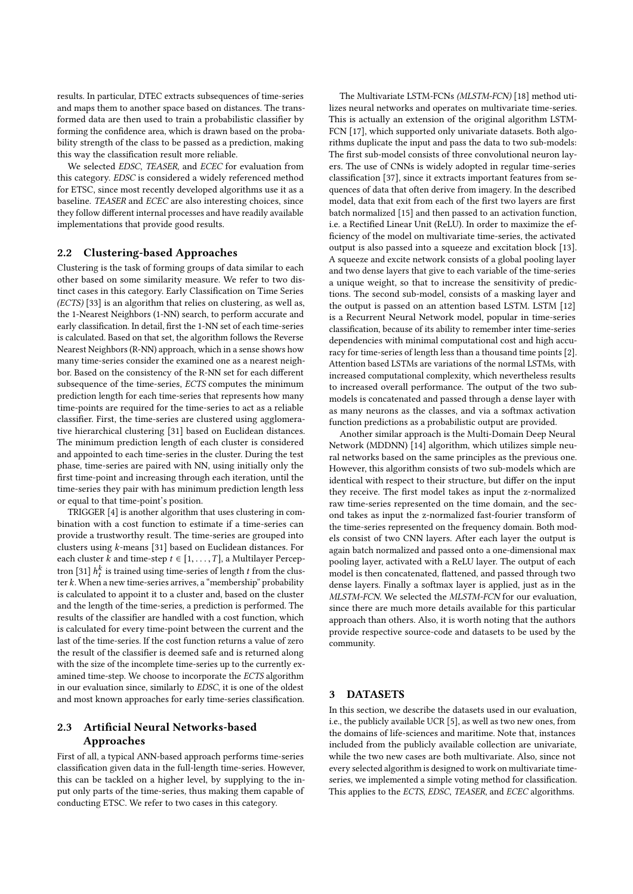results. In particular, DTEC extracts subsequences of time-series and maps them to another space based on distances. The transformed data are then used to train a probabilistic classifier by forming the confidence area, which is drawn based on the probability strength of the class to be passed as a prediction, making this way the classification result more reliable.

We selected *EDSC*, *TEASER*, and *ECEC* for evaluation from this category. *EDSC* is considered a widely referenced method for ETSC, since most recently developed algorithms use it as a baseline. *TEASER* and *ECEC* are also interesting choices, since they follow different internal processes and have readily available implementations that provide good results.

## 2.2 Clustering-based Approaches

Clustering is the task of forming groups of data similar to each other based on some similarity measure. We refer to two distinct cases in this category. Early Classification on Time Series *(ECTS)* [33] is an algorithm that relies on clustering, as well as, the 1-Nearest Neighbors (1-NN) search, to perform accurate and early classification. In detail, first the 1-NN set of each time-series is calculated. Based on that set, the algorithm follows the Reverse Nearest Neighbors (R-NN) approach, which in a sense shows how many time-series consider the examined one as a nearest neighbor. Based on the consistency of the R-NN set for each different subsequence of the time-series, *ECTS* computes the minimum prediction length for each time-series that represents how many time-points are required for the time-series to act as a reliable classifier. First, the time-series are clustered using agglomerative hierarchical clustering [31] based on Euclidean distances. The minimum prediction length of each cluster is considered and appointed to each time-series in the cluster. During the test phase, time-series are paired with NN, using initially only the first time-point and increasing through each iteration, until the time-series they pair with has minimum prediction length less or equal to that time-point's position.

TRIGGER [4] is another algorithm that uses clustering in combination with a cost function to estimate if a time-series can provide a trustworthy result. The time-series are grouped into clusters using $k$-means [31] based on Euclidean distances. For each cluster $k$ and time-step $t \in [1, \dots, T]$, a Multilayer Perceptron [31] $h_t^k$ is trained using time-series of length $t$ from the cluster $k$. When a new time-series arrives, a "membership" probability is calculated to appoint it to a cluster and, based on the cluster and the length of the time-series, a prediction is performed. The results of the classifier are handled with a cost function, which is calculated for every time-point between the current and the last of the time-series. If the cost function returns a value of zero the result of the classifier is deemed safe and is returned along with the size of the incomplete time-series up to the currently examined time-step. We choose to incorporate the *ECTS* algorithm in our evaluation since, similarly to *EDSC*, it is one of the oldest and most known approaches for early time-series classification.

## 2.3 Artificial Neural Networks-based Approaches

First of all, a typical ANN-based approach performs time-series classification given data in the full-length time-series. However, this can be tackled on a higher level, by supplying to the input only parts of the time-series, thus making them capable of conducting ETSC. We refer to two cases in this category.

The Multivariate LSTM-FCNs *(MLSTM-FCN)* [18] method utilizes neural networks and operates on multivariate time-series. This is actually an extension of the original algorithm LSTM-FCN [17], which supported only univariate datasets. Both algorithms duplicate the input and pass the data to two sub-models: The first sub-model consists of three convolutional neuron layers. The use of CNNs is widely adopted in regular time-series classification [37], since it extracts important features from sequences of data that often derive from imagery. In the described model, data that exit from each of the first two layers are first batch normalized [15] and then passed to an activation function, i.e. a Rectified Linear Unit (ReLU). In order to maximize the efficiency of the model on multivariate time-series, the activated output is also passed into a squeeze and excitation block [13]. A squeeze and excite network consists of a global pooling layer and two dense layers that give to each variable of the time-series a unique weight, so that to increase the sensitivity of predictions. The second sub-model, consists of a masking layer and the output is passed on an attention based LSTM. LSTM [12] is a Recurrent Neural Network model, popular in time-series classification, because of its ability to remember inter time-series dependencies with minimal computational cost and high accuracy for time-series of length less than a thousand time points [2]. Attention based LSTMs are variations of the normal LSTMs, with increased computational complexity, which nevertheless results to increased overall performance. The output of the two submodels is concatenated and passed through a dense layer with as many neurons as the classes, and via a softmax activation function predictions as a probabilistic output are provided.

Another similar approach is the Multi-Domain Deep Neural Network (MDDNN) [14] algorithm, which utilizes simple neural networks based on the same principles as the previous one. However, this algorithm consists of two sub-models which are identical with respect to their structure, but differ on the input they receive. The first model takes as input the z-normalized raw time-series represented on the time domain, and the second takes as input the z-normalized fast-fourier transform of the time-series represented on the frequency domain. Both models consist of two CNN layers. After each layer the output is again batch normalized and passed onto a one-dimensional max pooling layer, activated with a ReLU layer. The output of each model is then concatenated, flattened, and passed through two dense layers. Finally a softmax layer is applied, just as in the *MLSTM-FCN*. We selected the *MLSTM-FCN* for our evaluation, since there are much more details available for this particular approach than others. Also, it is worth noting that the authors provide respective source-code and datasets to be used by the community.

# 3 DATASETS

In this section, we describe the datasets used in our evaluation, i.e., the publicly available UCR [5], as well as two new ones, from the domains of life-sciences and maritime. Note that, instances included from the publicly available collection are univariate, while the two new cases are both multivariate. Also, since not every selected algorithm is designed to work on multivariate time-series, we implemented a simple voting method for classification. This applies to the *ECTS*, *EDSC*, *TEASER*, and *ECEC* algorithms.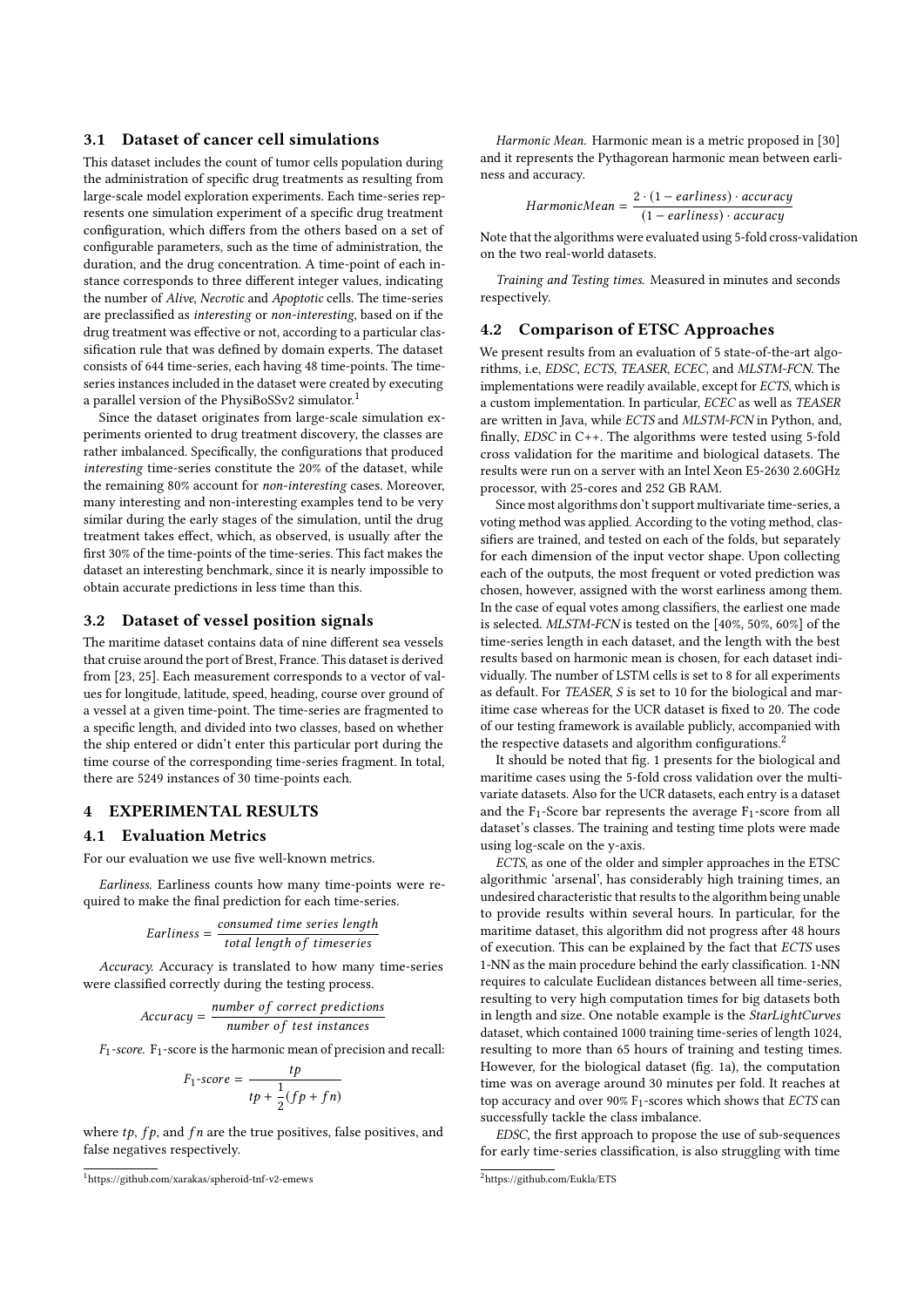### 3.1 Dataset of cancer cell simulations

This dataset includes the count of tumor cells population during the administration of specific drug treatments as resulting from large-scale model exploration experiments. Each time-series represents one simulation experiment of a specific drug treatment configuration, which differs from the others based on a set of configurable parameters, such as the time of administration, the duration, and the drug concentration. A time-point of each instance corresponds to three different integer values, indicating the number of *Alive*, *Necrotic* and *Apoptotic* cells. The time-series are preclassified as *interesting* or *non-interesting*, based on if the drug treatment was effective or not, according to a particular classification rule that was defined by domain experts. The dataset consists of 644 time-series, each having 48 time-points. The time-series instances included in the dataset were created by executing a parallel version of the PhysiBoSSv2 simulator.[1]

Since the dataset originates from large-scale simulation experiments oriented to drug treatment discovery, the classes are rather imbalanced. Specifically, the configurations that produced *interesting* time-series constitute the 20% of the dataset, while the remaining 80% account for *non-interesting* cases. Moreover, many interesting and non-interesting examples tend to be very similar during the early stages of the simulation, until the drug treatment takes effect, which, as observed, is usually after the first 30% of the time-points of the time-series. This fact makes the dataset an interesting benchmark, since it is nearly impossible to obtain accurate predictions in less time than this.

### 3.2 Dataset of vessel position signals

The maritime dataset contains data of nine different sea vessels that cruise around the port of Brest, France. This dataset is derived from [23, 25]. Each measurement corresponds to a vector of values for longitude, latitude, speed, heading, course over ground of a vessel at a given time-point. The time-series are fragmented to a specific length, and divided into two classes, based on whether the ship entered or didn't enter this particular port during the time course of the corresponding time-series fragment. In total, there are 5249 instances of 30 time-points each.

## 4 EXPERIMENTAL RESULTS

### 4.1 Evaluation Metrics

For our evaluation we use five well-known metrics.

*Earliness.* Earliness counts how many time-points were required to make the final prediction for each time-series.

$$Earliness = \frac{consumed\ time\ series\ length}{total\ length\ of\ timeseries}$$

*Accuracy.* Accuracy is translated to how many time-series were classified correctly during the testing process.

$$Accuracy = \frac{number\ of\ correct\ predictions}{number\ of\ test\ instances}$$

*$F_1$-score.* $F_1$-score is the harmonic mean of precision and recall:

$$F_1\text{-}score = \frac{tp}{tp + \frac{1}{2}(fp + fn)}$$

where $tp$, $fp$, and $fn$ are the true positives, false positives, and false negatives respectively.

*Harmonic Mean.* Harmonic mean is a metric proposed in [30] and it represents the Pythagorean harmonic mean between earliness and accuracy.

$$HarmonicMean = \frac{2 \cdot (1 - earliness) \cdot accuracy}{(1 - earliness) \cdot accuracy}$$

Note that the algorithms were evaluated using 5-fold cross-validation on the two real-world datasets.

*Training and Testing times.* Measured in minutes and seconds respectively.

### 4.2 Comparison of ETSC Approaches

We present results from an evaluation of 5 state-of-the-art algorithms, i.e, *EDSC*, *ECTS*, *TEASER*, *ECEC*, and *MLSTM-FCN*. The implementations were readily available, except for *ECTS*, which is a custom implementation. In particular, *ECEC* as well as *TEASER* are written in Java, while *ECTS* and *MLSTM-FCN* in Python, and, finally, *EDSC* in C++. The algorithms were tested using 5-fold cross validation for the maritime and biological datasets. The results were run on a server with an Intel Xeon E5-2630 2.60GHz processor, with 25-cores and 252 GB RAM.

Since most algorithms don't support multivariate time-series, a voting method was applied. According to the voting method, classifiers are trained, and tested on each of the folds, but separately for each dimension of the input vector shape. Upon collecting each of the outputs, the most frequent or voted prediction was chosen, however, assigned with the worst earliness among them. In the case of equal votes among classifiers, the earliest one made is selected. *MLSTM-FCN* is tested on the [40%, 50%, 60%] of the time-series length in each dataset, and the length with the best results based on harmonic mean is chosen, for each dataset individually. The number of LSTM cells is set to 8 for all experiments as default. For *TEASER*, *S* is set to 10 for the biological and maritime case whereas for the UCR dataset is fixed to 20. The code of our testing framework is available publicly, accompanied with the respective datasets and algorithm configurations.[2]

It should be noted that fig. 1 presents for the biological and maritime cases using the 5-fold cross validation over the multivariate datasets. Also for the UCR datasets, each entry is a dataset and the $F_1$-Score bar represents the average $F_1$-score from all dataset's classes. The training and testing time plots were made using log-scale on the y-axis.

*ECTS*, as one of the older and simpler approaches in the ETSC algorithmic 'arsenal', has considerably high training times, an undesired characteristic that results to the algorithm being unable to provide results within several hours. In particular, for the maritime dataset, this algorithm did not progress after 48 hours of execution. This can be explained by the fact that *ECTS* uses 1-NN as the main procedure behind the early classification. 1-NN requires to calculate Euclidean distances between all time-series, resulting to very high computation times for big datasets both in length and size. One notable example is the *StarLightCurves* dataset, which contained 1000 training time-series of length 1024, resulting to more than 65 hours of training and testing times. However, for the biological dataset (fig. 1a), the computation time was on average around 30 minutes per fold. It reaches at top accuracy and over 90% $F_1$-scores which shows that *ECTS* can successfully tackle the class imbalance.

*EDSC*, the first approach to propose the use of sub-sequences for early time-series classification, is also struggling with time

[1] https://github.com/xarakas/spheroid-tnf-v2-emews

[2] https://github.com/Eukla/ETS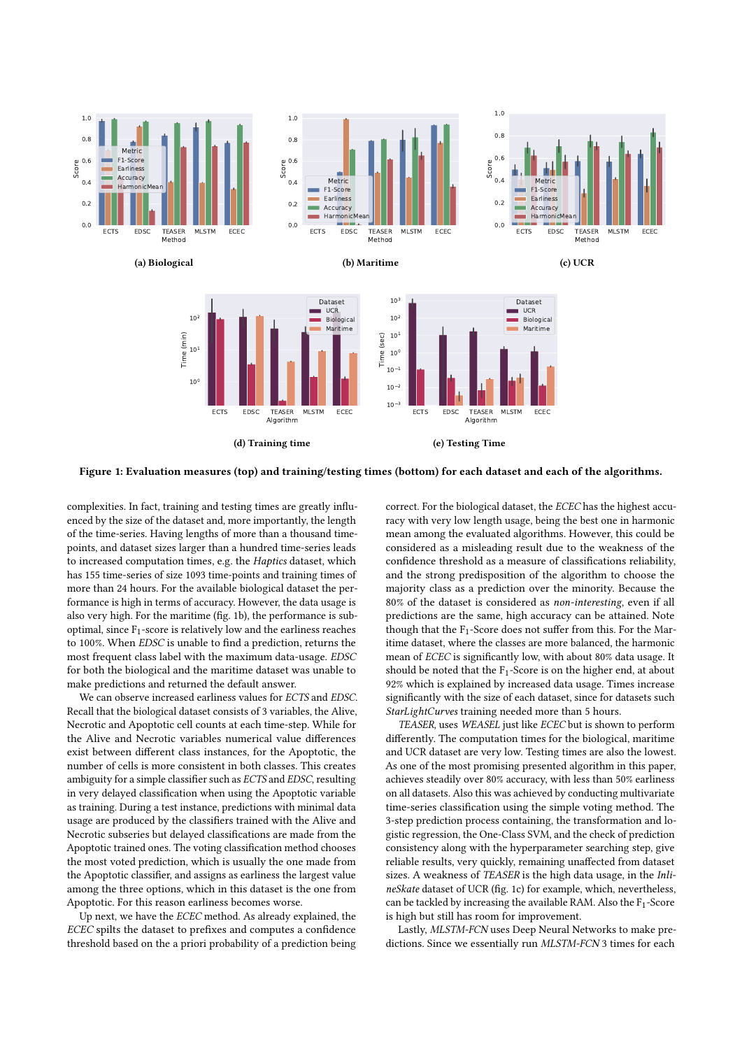(a) Biological

(b) Maritime

(c) UCR

(d) Training time

(e) Testing Time

**Figure 1: Evaluation measures (top) and training/testing times (bottom) for each dataset and each of the algorithms.**

complexities. In fact, training and testing times are greatly influenced by the size of the dataset and, more importantly, the length of the time-series. Having lengths of more than a thousand time-points, and dataset sizes larger than a hundred time-series leads to increased computation times, e.g. the *Haptics* dataset, which has 155 time-series of size 1093 time-points and training times of more than 24 hours. For the available biological dataset the performance is high in terms of accuracy. However, the data usage is also very high. For the maritime (fig. 1b), the performance is sub-optimal, since $F_1$-score is relatively low and the earliness reaches to 100%. When *EDSC* is unable to find a prediction, returns the most frequent class label with the maximum data-usage. *EDSC* for both the biological and the maritime dataset was unable to make predictions and returned the default answer.

We can observe increased earliness values for *ECTS* and *EDSC*. Recall that the biological dataset consists of 3 variables, the Alive, Necrotic and Apoptotic cell counts at each time-step. While for the Alive and Necrotic variables numerical value differences exist between different class instances, for the Apoptotic, the number of cells is more consistent in both classes. This creates ambiguity for a simple classifier such as *ECTS* and *EDSC*, resulting in very delayed classification when using the Apoptotic variable as training. During a test instance, predictions with minimal data usage are produced by the classifiers trained with the Alive and Necrotic subseries but delayed classifications are made from the Apoptotic trained ones. The voting classification method chooses the most voted prediction, which is usually the one made from the Apoptotic classifier, and assigns as earliness the largest value among the three options, which in this dataset is the one from Apoptotic. For this reason earliness becomes worse.

Up next, we have the *ECEC* method. As already explained, the *ECEC* spilts the dataset to prefixes and computes a confidence threshold based on the a priori probability of a prediction being correct. For the biological dataset, the *ECEC* has the highest accuracy with very low length usage, being the best one in harmonic mean among the evaluated algorithms. However, this could be considered as a misleading result due to the weakness of the confidence threshold as a measure of classifications reliability, and the strong predisposition of the algorithm to choose the majority class as a prediction over the minority. Because the 80% of the dataset is considered as *non-interesting*, even if all predictions are the same, high accuracy can be attained. Note though that the $F_1$-Score does not suffer from this. For the Maritime dataset, where the classes are more balanced, the harmonic mean of *ECEC* is significantly low, with about 80% data usage. It should be noted that the $F_1$-Score is on the higher end, at about 92% which is explained by increased data usage. Times increase significantly with the size of each dataset, since for datasets such *StarLightCurves* training needed more than 5 hours.

*TEASER*, uses *WEASEL* just like *ECEC* but is shown to perform differently. The computation times for the biological, maritime and UCR dataset are very low. Testing times are also the lowest. As one of the most promising presented algorithm in this paper, achieves steadily over 80% accuracy, with less than 50% earliness on all datasets. Also this was achieved by conducting multivariate time-series classification using the simple voting method. The 3-step prediction process containing, the transformation and logistic regression, the One-Class SVM, and the check of prediction consistency along with the hyperparameter searching step, give reliable results, very quickly, remaining unaffected from dataset sizes. A weakness of *TEASER* is the high data usage, in the *InlineSkate* dataset of UCR (fig. 1c) for example, which, nevertheless, can be tackled by increasing the available RAM. Also the $F_1$-Score is high but still has room for improvement.

Lastly, *MLSTM-FCN* uses Deep Neural Networks to make predictions. Since we essentially run *MLSTM-FCN* 3 times for each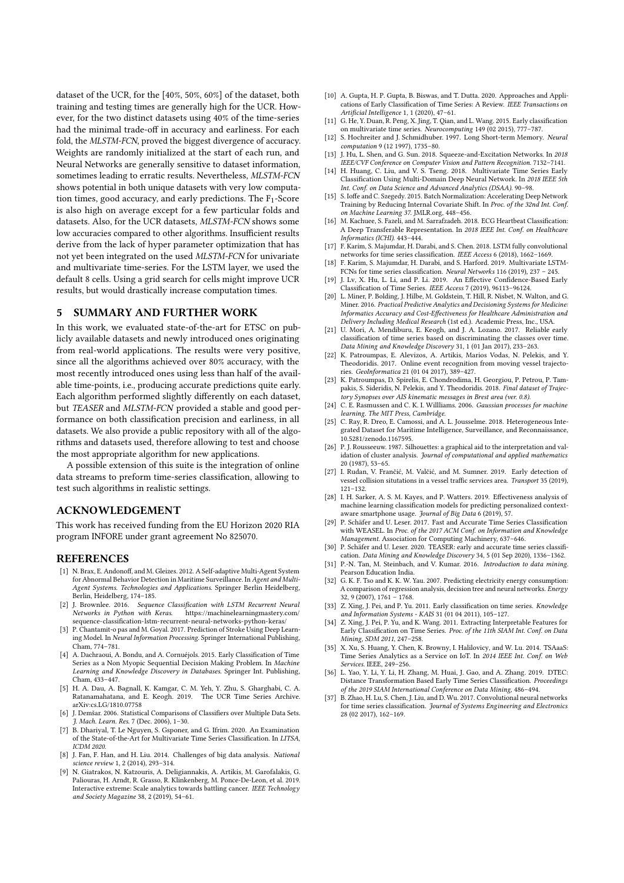dataset of the UCR, for the [40%, 50%, 60%] of the dataset, both training and testing times are generally high for the UCR. However, for the two distinct datasets using 40% of the time-series had the minimal trade-off in accuracy and earliness. For each fold, the *MLSTM-FCN*, proved the biggest divergence of accuracy. Weights are randomly initialized at the start of each run, and Neural Networks are generally sensitive to dataset information, sometimes leading to erratic results. Nevertheless, *MLSTM-FCN* shows potential in both unique datasets with very low computation times, good accuracy, and early predictions. The $F_1$-Score is also high on average except for a few particular folds and datasets. Also, for the UCR datasets, *MLSTM-FCN* shows some low accuracies compared to other algorithms. Insufficient results derive from the lack of hyper parameter optimization that has not yet been integrated on the used *MLSTM-FCN* for univariate and multivariate time-series. For the LSTM layer, we used the default 8 cells. Using a grid search for cells might improve UCR results, but would drastically increase computation times.

## 5 SUMMARY AND FURTHER WORK

In this work, we evaluated state-of-the-art for ETSC on publicly available datasets and newly introduced ones originating from real-world applications. The results were very positive, since all the algorithms achieved over 80% accuracy, with the most recently introduced ones using less than half of the available time-points, i.e., producing accurate predictions quite early. Each algorithm performed slightly differently on each dataset, but *TEASER* and *MLSTM-FCN* provided a stable and good performance on both classification precision and earliness, in all datasets. We also provide a public repository with all of the algorithms and datasets used, therefore allowing to test and choose the most appropriate algorithm for new applications.

A possible extension of this suite is the integration of online data streams to preform time-series classification, allowing to test such algorithms in realistic settings.

## ACKNOWLEDGEMENT

This work has received funding from the EU Horizon 2020 RIA program INFORE under grant agreement No 825070.

## REFERENCES

- [1] N. Brax, E. Andonoff, and M. Gleizes. 2012. A Self-adaptive Multi-Agent System for Abnormal Behavior Detection in Maritime Surveillance. In *Agent and Multi-Agent Systems. Technologies and Applications*. Springer Berlin Heidelberg, Berlin, Heidelberg, 174–185.
- [2] J. Brownlee. 2016. *Sequence Classification with LSTM Recurrent Neural Networks in Python with Keras*. https://machinelearningmastery.com/sequence-classification-lstm-recurrent-neural-networks-python-keras/
- [3] P. Chantamit-o pas and M. Goyal. 2017. Prediction of Stroke Using Deep Learning Model. In *Neural Information Processing*. Springer International Publishing, Cham, 774–781.
- [4] A. Dachraoui, A. Bondu, and A. Cornuéjols. 2015. Early Classification of Time Series as a Non Myopic Sequential Decision Making Problem. In *Machine Learning and Knowledge Discovery in Databases*. Springer Int. Publishing, Cham, 433–447.
- [5] H. A. Dau, A. Bagnall, K. Kamgar, C. M. Yeh, Y. Zhu, S. Gharghabi, C. A. Ratanamahatana, and E. Keogh. 2019. The UCR Time Series Archive. arXiv:cs.LG/1810.07758
- [6] J. Demšar. 2006. Statistical Comparisons of Classifiers over Multiple Data Sets. *J. Mach. Learn. Res.* 7 (Dec. 2006), 1–30.
- [7] B. Dhariyal, T. Le Nguyen, S. Gsponer, and G. Ifrim. 2020. An Examination of the State-of-the-Art for Multivariate Time Series Classification. In *LITSA, ICDM 2020*.
- [8] J. Fan, F. Han, and H. Liu. 2014. Challenges of big data analysis. *National science review* 1, 2 (2014), 293–314.
- [9] N. Giatrakos, N. Katzouris, A. Deligiannakis, A. Artikis, M. Garofalakis, G. Paliouras, H. Arndt, R. Grasso, R. Klinkenberg, M. Ponce-De-Leon, et al. 2019. Interactive extreme: Scale analytics towards battling cancer. *IEEE Technology and Society Magazine* 38, 2 (2019), 54–61.
- [10] A. Gupta, H. P. Gupta, B. Biswas, and T. Dutta. 2020. Approaches and Applications of Early Classification of Time Series: A Review. *IEEE Transactions on Artificial Intelligence* 1, 1 (2020), 47–61.
- [11] G. He, Y. Duan, R. Peng, X. Jing, T. Qian, and L. Wang. 2015. Early classification on multivariate time series. *Neurocomputing* 149 (02 2015), 777–787.
- [12] S. Hochreiter and J. Schmidhuber. 1997. Long Short-term Memory. *Neural computation* 9 (12 1997), 1735–80.
- [13] J. Hu, L. Shen, and G. Sun. 2018. Squeeze-and-Excitation Networks. In *2018 IEEE/CVF Conference on Computer Vision and Pattern Recognition*. 7132–7141.
- [14] H. Huang, C. Liu, and V. S. Tseng. 2018. Multivariate Time Series Early Classification Using Multi-Domain Deep Neural Network. In *2018 IEEE 5th Int. Conf. on Data Science and Advanced Analytics (DSAA)*. 90–98.
- [15] S. Ioffe and C. Szegedy. 2015. Batch Normalization: Accelerating Deep Network Training by Reducing Internal Covariate Shift. In *Proc. of the 32nd Int. Conf. on Machine Learning 37*. JMLR.org, 448–456.
- [16] M. Kachuee, S. Fazeli, and M. Sarrafzadeh. 2018. ECG Heartbeat Classification: A Deep Transferable Representation. In *2018 IEEE Int. Conf. on Healthcare Informatics (ICHI)*. 443–444.
- [17] F. Karim, S. Majumdar, H. Darabi, and S. Chen. 2018. LSTM fully convolutional networks for time series classification. *IEEE Access* 6 (2018), 1662–1669.
- [18] F. Karim, S. Majumdar, H. Darabi, and S. Harford. 2019. Multivariate LSTM-FCNs for time series classification. *Neural Networks* 116 (2019), 237 – 245.
- [19] J. Lv, X. Hu, L. Li, and P. Li. 2019. An Effective Confidence-Based Early Classification of Time Series. *IEEE Access* 7 (2019), 96113–96124.
- [20] L. Miner, P. Bolding, J. Hilbe, M. Goldstein, T. Hill, R. Nisbet, N. Walton, and G. Miner. 2016. *Practical Predictive Analytics and Decisioning Systems for Medicine: Informatics Accuracy and Cost-Effectiveness for Healthcare Administration and Delivery Including Medical Research* (1st ed.). Academic Press, Inc., USA.
- [21] U. Mori, A. Mendiburu, E. Keogh, and J. A. Lozano. 2017. Reliable early classification of time series based on discriminating the classes over time. *Data Mining and Knowledge Discovery* 31, 1 (01 Jan 2017), 233–263.
- [22] K. Patroumpas, E. Alevizos, A. Artikis, Marios Vodas, N. Pelekis, and Y. Theodoridis. 2017. Online event recognition from moving vessel trajectories. *GeoInformatica* 21 (01 04 2017), 389–427.
- [23] K. Patroumpas, D. Spirelis, E. Chondrodima, H. Georgiou, P. Petrou, P. Tampakis, S. Sideridis, N. Pelekis, and Y. Theodoridis. 2018. *Final dataset of Trajectory Synopses over AIS kinematic messages in Brest area (ver. 0.8)*.
- [24] C. E. Rasmussen and C. K. I. Willliams. 2006. *Gaussian processes for machine learning. The MIT Press, Cambridge.*
- [25] C. Ray, R. Dreo, E. Camossi, and A. L. Jousselme. 2018. Heterogeneous Integrated Dataset for Maritime Intelligence, Surveillance, and Reconnaissance, 10.5281/zenodo.1167595.
- [26] P. J. Rousseeuw. 1987. Silhouettes: a graphical aid to the interpretation and validation of cluster analysis. *Journal of computational and applied mathematics* 20 (1987), 53–65.
- [27] I. Rudan, V. Frančić, M. Valčić, and M. Sumner. 2019. Early detection of vessel collision situtations in a vessel traffic services area. *Transport* 35 (2019), 121–132.
- [28] I. H. Sarker, A. S. M. Kayes, and P. Watters. 2019. Effectiveness analysis of machine learning classification models for predicting personalized context-aware smartphone usage. *Journal of Big Data* 6 (2019), 57.
- [29] P. Schäfer and U. Leser. 2017. Fast and Accurate Time Series Classification with WEASEL. In *Proc. of the 2017 ACM Conf. on Information and Knowledge Management*. Association for Computing Machinery, 637–646.
- [30] P. Schäfer and U. Leser. 2020. TEASER: early and accurate time series classification. *Data Mining and Knowledge Discovery* 34, 5 (01 Sep 2020), 1336–1362.
- [31] P.-N. Tan, M. Steinbach, and V. Kumar. 2016. *Introduction to data mining*. Pearson Education India.
- [32] G. K. F. Tso and K. K. W. Yau. 2007. Predicting electricity energy consumption: A comparison of regression analysis, decision tree and neural networks. *Energy* 32, 9 (2007), 1761 – 1768.
- [33] Z. Xing, J. Pei, and P. Yu. 2011. Early classification on time series. *Knowledge and Information Systems - KAIS* 31 (01 04 2011), 105–127.
- [34] Z. Xing, J. Pei, P. Yu, and K. Wang. 2011. Extracting Interpretable Features for Early Classification on Time Series. *Proc. of the 11th SIAM Int. Conf. on Data Mining, SDM 2011*, 247–258.
- [35] X. Xu, S. Huang, Y. Chen, K. Browny, I. Halilovicy, and W. Lu. 2014. TSAaaS: Time Series Analytics as a Service on IoT. In *2014 IEEE Int. Conf. on Web Services*. IEEE, 249–256.
- [36] L. Yao, Y. Li, Y. Li, H. Zhang, M. Huai, J. Gao, and A. Zhang. 2019. DTEC: Distance Transformation Based Early Time Series Classification. *Proceedings of the 2019 SIAM International Conference on Data Mining*, 486–494.
- [37] B. Zhao, H. Lu, S. Chen, J. Liu, and D. Wu. 2017. Convolutional neural networks for time series classification. *Journal of Systems Engineering and Electronics* 28 (02 2017), 162–169.